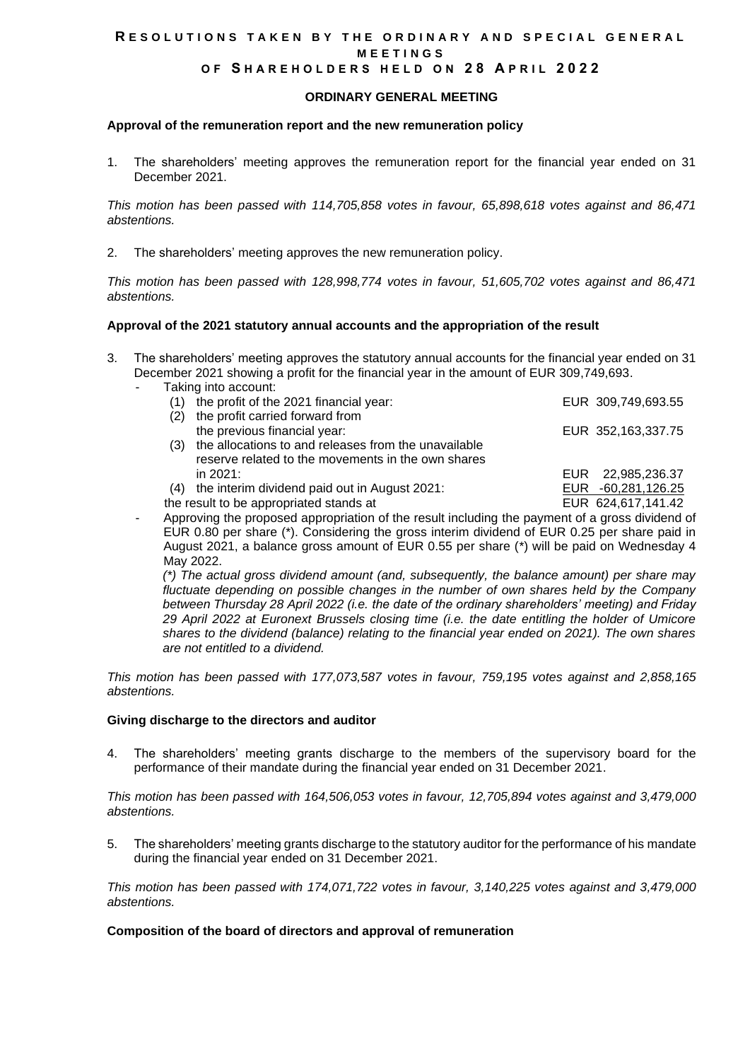# RESOLUTIONS TAKEN BY THE ORDINARY AND SPECIAL GENERAL MEETINGS OF SHAREHOLDERS HELD ON 28 APRIL 2022

## ORDINARY GENERAL MEETING

**Approval of the remuneration report and the new remuneration policy**

1. The shareholders' meeting approves the remuneration report for the financial year ended on 31 December 2021.

*This motion has been passed with 114,705,858 votes in favour, 65,898,618 votes against and 86,471 abstentions.*

2. The shareholders' meeting approves the new remuneration policy.

*This motion has been passed with 128,998,774 votes in favour, 51,605,702 votes against and 86,471 abstentions.*

**Approval of the 2021 statutory annual accounts and the appropriation of the result**

3. The shareholders' meeting approves the statutory annual accounts for the financial year ended on 31 December 2021 showing a profit for the financial year in the amount of EUR 309,749,693.
   - Taking into account:

| | | |
|---|---|---|
| (1) | the profit of the 2021 financial year: | EUR 309,749,693.55 |
| (2) | the profit carried forward from the previous financial year: | EUR 352,163,337.75 |
| (3) | the allocations to and releases from the unavailable reserve related to the movements in the own shares in 2021: | EUR 22,985,236.37 |
| (4) | the interim dividend paid out in August 2021: | EUR -60,281,126.25 |
| | the result to be appropriated stands at | EUR 624,617,141.42 |

   - Approving the proposed appropriation of the result including the payment of a gross dividend of EUR 0.80 per share (*). Considering the gross interim dividend of EUR 0.25 per share paid in August 2021, a balance gross amount of EUR 0.55 per share (*) will be paid on Wednesday 4 May 2022.

     *(*) The actual gross dividend amount (and, subsequently, the balance amount) per share may fluctuate depending on possible changes in the number of own shares held by the Company between Thursday 28 April 2022 (i.e. the date of the ordinary shareholders' meeting) and Friday 29 April 2022 at Euronext Brussels closing time (i.e. the date entitling the holder of Umicore shares to the dividend (balance) relating to the financial year ended on 2021). The own shares are not entitled to a dividend.*

*This motion has been passed with 177,073,587 votes in favour, 759,195 votes against and 2,858,165 abstentions.*

**Giving discharge to the directors and auditor**

4. The shareholders' meeting grants discharge to the members of the supervisory board for the performance of their mandate during the financial year ended on 31 December 2021.

*This motion has been passed with 164,506,053 votes in favour, 12,705,894 votes against and 3,479,000 abstentions.*

5. The shareholders' meeting grants discharge to the statutory auditor for the performance of his mandate during the financial year ended on 31 December 2021.

*This motion has been passed with 174,071,722 votes in favour, 3,140,225 votes against and 3,479,000 abstentions.*

**Composition of the board of directors and approval of remuneration**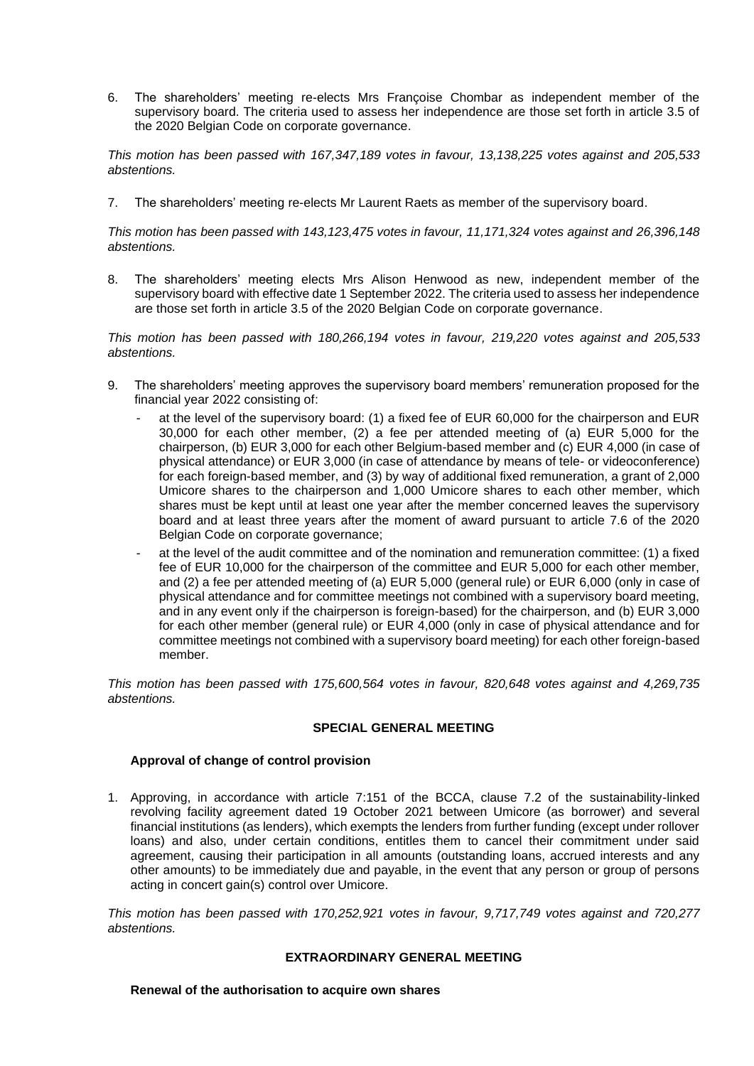6. The shareholders' meeting re-elects Mrs Françoise Chombar as independent member of the supervisory board. The criteria used to assess her independence are those set forth in article 3.5 of the 2020 Belgian Code on corporate governance.

*This motion has been passed with 167,347,189 votes in favour, 13,138,225 votes against and 205,533 abstentions.*

7. The shareholders' meeting re-elects Mr Laurent Raets as member of the supervisory board.

*This motion has been passed with 143,123,475 votes in favour, 11,171,324 votes against and 26,396,148 abstentions.*

8. The shareholders' meeting elects Mrs Alison Henwood as new, independent member of the supervisory board with effective date 1 September 2022. The criteria used to assess her independence are those set forth in article 3.5 of the 2020 Belgian Code on corporate governance.

*This motion has been passed with 180,266,194 votes in favour, 219,220 votes against and 205,533 abstentions.*

9. The shareholders' meeting approves the supervisory board members' remuneration proposed for the financial year 2022 consisting of:
   - at the level of the supervisory board: (1) a fixed fee of EUR 60,000 for the chairperson and EUR 30,000 for each other member, (2) a fee per attended meeting of (a) EUR 5,000 for the chairperson, (b) EUR 3,000 for each other Belgium-based member and (c) EUR 4,000 (in case of physical attendance) or EUR 3,000 (in case of attendance by means of tele- or videoconference) for each foreign-based member, and (3) by way of additional fixed remuneration, a grant of 2,000 Umicore shares to the chairperson and 1,000 Umicore shares to each other member, which shares must be kept until at least one year after the member concerned leaves the supervisory board and at least three years after the moment of award pursuant to article 7.6 of the 2020 Belgian Code on corporate governance;
   - at the level of the audit committee and of the nomination and remuneration committee: (1) a fixed fee of EUR 10,000 for the chairperson of the committee and EUR 5,000 for each other member, and (2) a fee per attended meeting of (a) EUR 5,000 (general rule) or EUR 6,000 (only in case of physical attendance and for committee meetings not combined with a supervisory board meeting, and in any event only if the chairperson is foreign-based) for the chairperson, and (b) EUR 3,000 for each other member (general rule) or EUR 4,000 (only in case of physical attendance and for committee meetings not combined with a supervisory board meeting) for each other foreign-based member.

*This motion has been passed with 175,600,564 votes in favour, 820,648 votes against and 4,269,735 abstentions.*

## SPECIAL GENERAL MEETING

### Approval of change of control provision

1. Approving, in accordance with article 7:151 of the BCCA, clause 7.2 of the sustainability-linked revolving facility agreement dated 19 October 2021 between Umicore (as borrower) and several financial institutions (as lenders), which exempts the lenders from further funding (except under rollover loans) and also, under certain conditions, entitles them to cancel their commitment under said agreement, causing their participation in all amounts (outstanding loans, accrued interests and any other amounts) to be immediately due and payable, in the event that any person or group of persons acting in concert gain(s) control over Umicore.

*This motion has been passed with 170,252,921 votes in favour, 9,717,749 votes against and 720,277 abstentions.*

## EXTRAORDINARY GENERAL MEETING

### Renewal of the authorisation to acquire own shares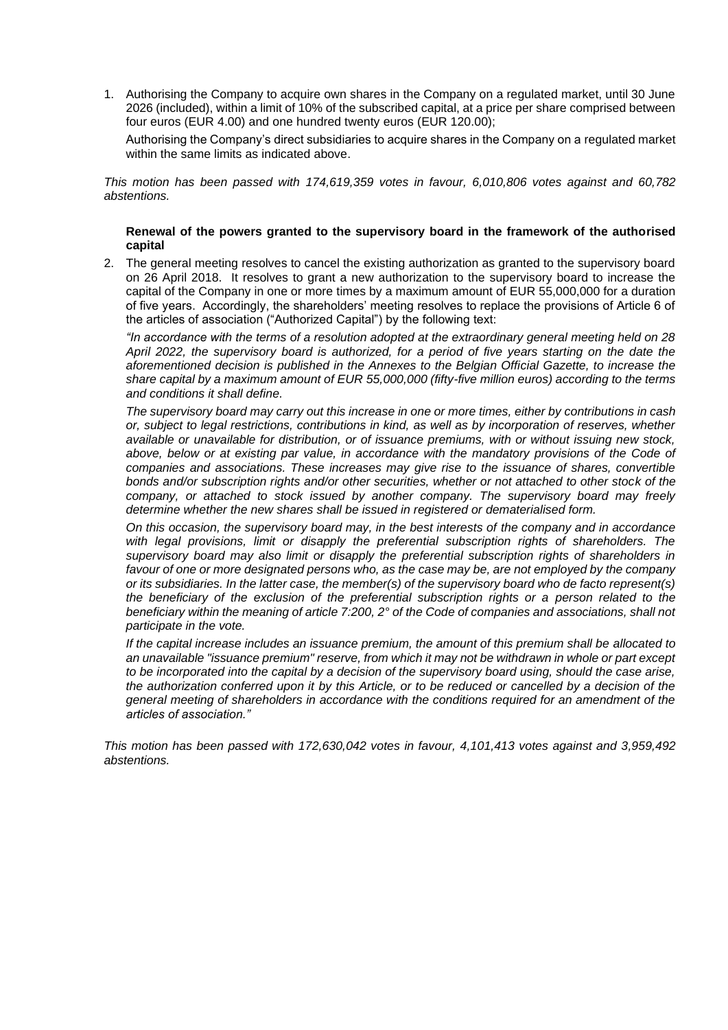1. Authorising the Company to acquire own shares in the Company on a regulated market, until 30 June 2026 (included), within a limit of 10% of the subscribed capital, at a price per share comprised between four euros (EUR 4.00) and one hundred twenty euros (EUR 120.00);

   Authorising the Company's direct subsidiaries to acquire shares in the Company on a regulated market within the same limits as indicated above.

*This motion has been passed with 174,619,359 votes in favour, 6,010,806 votes against and 60,782 abstentions.*

**Renewal of the powers granted to the supervisory board in the framework of the authorised capital**

2. The general meeting resolves to cancel the existing authorization as granted to the supervisory board on 26 April 2018. It resolves to grant a new authorization to the supervisory board to increase the capital of the Company in one or more times by a maximum amount of EUR 55,000,000 for a duration of five years. Accordingly, the shareholders' meeting resolves to replace the provisions of Article 6 of the articles of association ("Authorized Capital") by the following text:

   *"In accordance with the terms of a resolution adopted at the extraordinary general meeting held on 28 April 2022, the supervisory board is authorized, for a period of five years starting on the date the aforementioned decision is published in the Annexes to the Belgian Official Gazette, to increase the share capital by a maximum amount of EUR 55,000,000 (fifty-five million euros) according to the terms and conditions it shall define.*

   *The supervisory board may carry out this increase in one or more times, either by contributions in cash or, subject to legal restrictions, contributions in kind, as well as by incorporation of reserves, whether available or unavailable for distribution, or of issuance premiums, with or without issuing new stock, above, below or at existing par value, in accordance with the mandatory provisions of the Code of companies and associations. These increases may give rise to the issuance of shares, convertible bonds and/or subscription rights and/or other securities, whether or not attached to other stock of the company, or attached to stock issued by another company. The supervisory board may freely determine whether the new shares shall be issued in registered or dematerialised form.*

   *On this occasion, the supervisory board may, in the best interests of the company and in accordance with legal provisions, limit or disapply the preferential subscription rights of shareholders. The supervisory board may also limit or disapply the preferential subscription rights of shareholders in favour of one or more designated persons who, as the case may be, are not employed by the company or its subsidiaries. In the latter case, the member(s) of the supervisory board who de facto represent(s) the beneficiary of the exclusion of the preferential subscription rights or a person related to the beneficiary within the meaning of article 7:200, 2° of the Code of companies and associations, shall not participate in the vote.*

   *If the capital increase includes an issuance premium, the amount of this premium shall be allocated to an unavailable "issuance premium" reserve, from which it may not be withdrawn in whole or part except to be incorporated into the capital by a decision of the supervisory board using, should the case arise, the authorization conferred upon it by this Article, or to be reduced or cancelled by a decision of the general meeting of shareholders in accordance with the conditions required for an amendment of the articles of association."*

*This motion has been passed with 172,630,042 votes in favour, 4,101,413 votes against and 3,959,492 abstentions.*